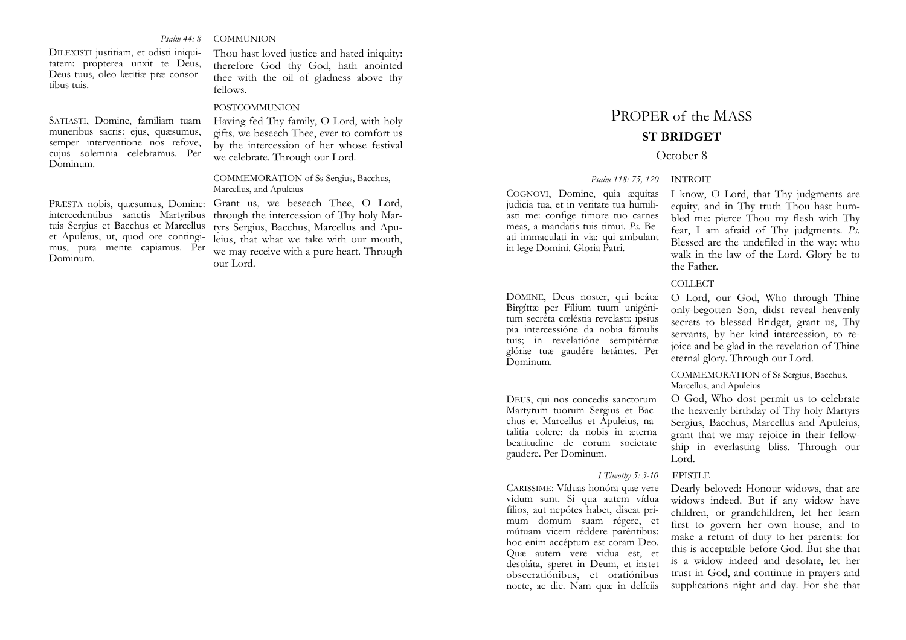*Psalm 44: 8* COMMUNION

DILEXISTI justitiam, et odisti iniquitatem: propterea unxit te Deus, Deus tuus, oleo lætitiæ præ consortibus tuis.

Thou hast loved justice and hated iniquity: therefore God thy God, hath anointed thee with the oil of gladness above thy fellows.

POSTCOMMUNION

SATIASTI, Domine, familiam tuam muneribus sacris: ejus, quæsumus, semper interventione nos refove, cujus solemnia celebramus. Per Dominum.

Having fed Thy family, O Lord, with holy gifts, we beseech Thee, ever to comfort us by the intercession of her whose festival we celebrate. Through our Lord.

COMMEMORATION of Ss Sergius, Bacchus, Marcellus, and Apuleius

PRÆSTA nobis, quæsumus, Domine: intercedentibus sanctis Martyribus tuis Sergius et Bacchus et Marcellus et Apuleius, ut, quod ore contingimus, pura mente capiamus. Per Dominum.

Grant us, we beseech Thee, O Lord, through the intercession of Thy holy Martyrs Sergius, Bacchus, Marcellus and Apuleius, that what we take with our mouth, we may receive with a pure heart. Through our Lord.

# PROPER of the MASS

## ST BRIDGET

October 8

*Psalm 118: 75, 120* INTROIT

COGNOVI, Domine, quia æquitas judicia tua, et in veritate tua humiliasti me: confige timore tuo carnes meas, a mandatis tuis timui. *Ps.* Beati immaculati in via: qui ambulant in lege Domini. Gloria Patri.

I know, O Lord, that Thy judgments are equity, and in Thy truth Thou hast humbled me: pierce Thou my flesh with Thy fear, I am afraid of Thy judgments. *Ps.* Blessed are the undefiled in the way: who walk in the law of the Lord. Glory be to the Father.

COLLECT

DÓMINE, Deus noster, qui beátæ Birgíttæ per Fílium tuum unigénitum secréta cœléstia revelasti: ipsius pia intercessióne da nobia fámulis tuis; in revelatióne sempitérnæ glóriæ tuæ gaudére lætántes. Per Dominum.

O Lord, our God, Who through Thine only-begotten Son, didst reveal heavenly secrets to blessed Bridget, grant us, Thy servants, by her kind intercession, to rejoice and be glad in the revelation of Thine eternal glory. Through our Lord.

COMMEMORATION of Ss Sergius, Bacchus, Marcellus, and Apuleius

DEUS, qui nos concedis sanctorum Martyrum tuorum Sergius et Bacchus et Marcellus et Apuleius, natalitia colere: da nobis in æterna beatitudine de eorum societate gaudere. Per Dominum.

O God, Who dost permit us to celebrate the heavenly birthday of Thy holy Martyrs Sergius, Bacchus, Marcellus and Apuleius, grant that we may rejoice in their fellowship in everlasting bliss. Through our Lord.

*I Timothy 5: 3-10* EPISTLE

CARISSIME: Víduas honóra quæ vere vidum sunt. Si qua autem vídua fílios, aut nepótes habet, discat primum domum suam régere, et mútuam vicem réddere paréntibus: hoc enim accéptum est coram Deo. Quæ autem vere vidua est, et desoláta, speret in Deum, et instet obsecratiónibus, et oratiónibus nocte, ac die. Nam quæ in delíciis

Dearly beloved: Honour widows, that are widows indeed. But if any widow have children, or grandchildren, let her learn first to govern her own house, and to make a return of duty to her parents: for this is acceptable before God. But she that is a widow indeed and desolate, let her trust in God, and continue in prayers and supplications night and day. For she that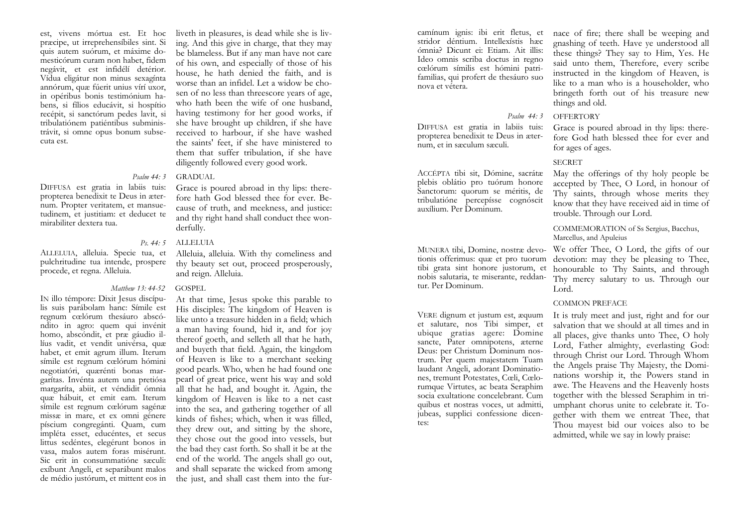est, vivens mórtua est. Et hoc præcipe, ut irreprehensíbiles sint. Si quis autem suórum, et máxime domesticórum curam non habet, fidem negávit, et est infidélí detérior. Vídua eligátur non minus sexagínta annórum, quæ fúerit unius víri uxor, in opéribus bonis testimónium habens, si filios educávit, si hospítio recépit, si sanctórum pedes lavit, si tribulatiónem patiéntibus subministrávit, si omne opus bonum subsecuta est.

liveth in pleasures, is dead while she is living. And this give in charge, that they may be blameless. But if any man have not care of his own, and especially of those of his house, he hath denied the faith, and is worse than an infidel. Let a widow be chosen of no less than threescore years of age, who hath been the wife of one husband, having testimony for her good works, if she have brought up children, if she have received to harbour, if she have washed the saints' feet, if she have ministered to them that suffer tribulation, if she have diligently followed every good work.

*Psalm 44: 3*

GRADUAL

DIFFUSA est gratia in labiis tuis: propterea benedixit te Deus in æternum. Propter veritatem, et mansuetudinem, et justitiam: et deducet te mirabiliter dextera tua.

Grace is poured abroad in thy lips: therefore hath God blessed thee for ever. Because of truth, and meekness, and justice: and thy right hand shall conduct thee wonderfully.

*Ps. 44: 5*

ALLELUIA

ALLELUIA, alleluia. Specie tua, et pulchritudine tua intende, prospere procede, et regna. Alleluia.

Alleluia, alleluia. With thy comeliness and thy beauty set out, proceed prosperously, and reign. Alleluia.

*Matthew 13: 44-52*

GOSPEL

IN illo témpore: Dixit Jesus discípulis suis parábolam hanc: Símile est regnum cælórum thesáuro abscóndito in agro: quem qui invénit homo, abscóndit, et præ gáudio illíus vadit, et vendit univérsa, quæ habet, et emit agrum illum. Iterum símile est regnum cælórum hómini negotiatóri, quæénti bonas margarítas. Invénta autem una pretiósa margaríta, abiit, et véndidit ómnia quæ hábuit, et emit eam. Iterum símile est regnum cælórum sagénæ missæ in mare, et ex omni génere píscium congregánti. Quam, cum impléta esset, educéntes, et secus littus sedéntes, elegérunt bonos in vasa, malos autem foras misérunt. Sic erit in consummatióne sæculi: exíbunt Angeli, et separábunt malos de médio justórum, et mittent eos in camínum ignis: ibi erit fletus, et stridor déntium. Intellexístis hæc ómnia? Dicunt ei: Etiam. Ait illis: Ideo omnis scriba doctus in regno cælórum símilis est hómini patrifamilias, qui profert de thesáuro suo nova et vétera.

At that time, Jesus spoke this parable to His disciples: The kingdom of Heaven is like unto a treasure hidden in a field; which a man having found, hid it, and for joy thereof goeth, and selleth all that he hath, and buyeth that field. Again, the kingdom of Heaven is like to a merchant seeking good pearls. Who, when he had found one pearl of great price, went his way and sold all that he had, and bought it. Again, the kingdom of Heaven is like to a net cast into the sea, and gathering together of all kinds of fishes; which, when it was filled, they drew out, and sitting by the shore, they chose out the good into vessels, but the bad they cast forth. So shall it be at the end of the world. The angels shall go out, and shall separate the wicked from among the just, and shall cast them into the furnace of fire; there shall be weeping and gnashing of teeth. Have ye understood all these things? They say to Him, Yes. He said unto them, Therefore, every scribe instructed in the kingdom of Heaven, is like to a man who is a householder, who bringeth forth out of his treasure new things and old.

*Psalm 44: 3*

OFFERTORY

DIFFUSA est gratia in labiis tuis: propterea benedixit te Deus in æternum, et in sæculum sæculi.

Grace is poured abroad in thy lips: therefore God hath blessed thee for ever and for ages of ages.

SECRET

ACCÉPTA tibi sit, Dómine, sacrátæ plebis oblátio pro tuórum honore Sanctorum: quorum se méritis, de tribulatióne percepísse cognóscit auxílium. Per Dominum.

May the offerings of thy holy people be accepted by Thee, O Lord, in honour of Thy saints, through whose merits they know that they have received aid in time of trouble. Through our Lord.

COMMEMORATION of Ss Sergius, Bacchus, Marcellus, and Apuleius

MUNERA tibi, Domine, nostræ devotionis offerimus: quæ et pro tuorum tibi grata sint honore justorum, et nobis salutaria, te miserante, reddantur. Per Dominum.

We offer Thee, O Lord, the gifts of our devotion: may they be pleasing to Thee, honourable to Thy Saints, and through Thy mercy salutary to us. Through our Lord.

COMMON PREFACE

VERE dignum et justum est, æquum et salutare, nos Tibi simper, et ubique gratias agere: Domine sancte, Pater omnipotens, æterne Deus: per Christum Dominum nostrum. Per quem majestatem Tuam laudant Angeli, adorant Dominationes, tremunt Potestates, Cœli, Cœlorumque Virtutes, ac beata Seraphim socia exultatione concelebrant. Cum quibus et nostras voces, ut admitti, jubeas, supplici confessione dicentes:

It is truly meet and just, right and for our salvation that we should at all times and in all places, give thanks unto Thee, O holy Lord, Father almighty, everlasting God: through Christ our Lord. Through Whom the Angels praise Thy Majesty, the Dominations worship it, the Powers stand in awe. The Heavens and the Heavenly hosts together with the blessed Seraphim in triumphant chorus unite to celebrate it. Together with them we entreat Thee, that Thou mayest bid our voices also to be admitted, while we say in lowly praise: